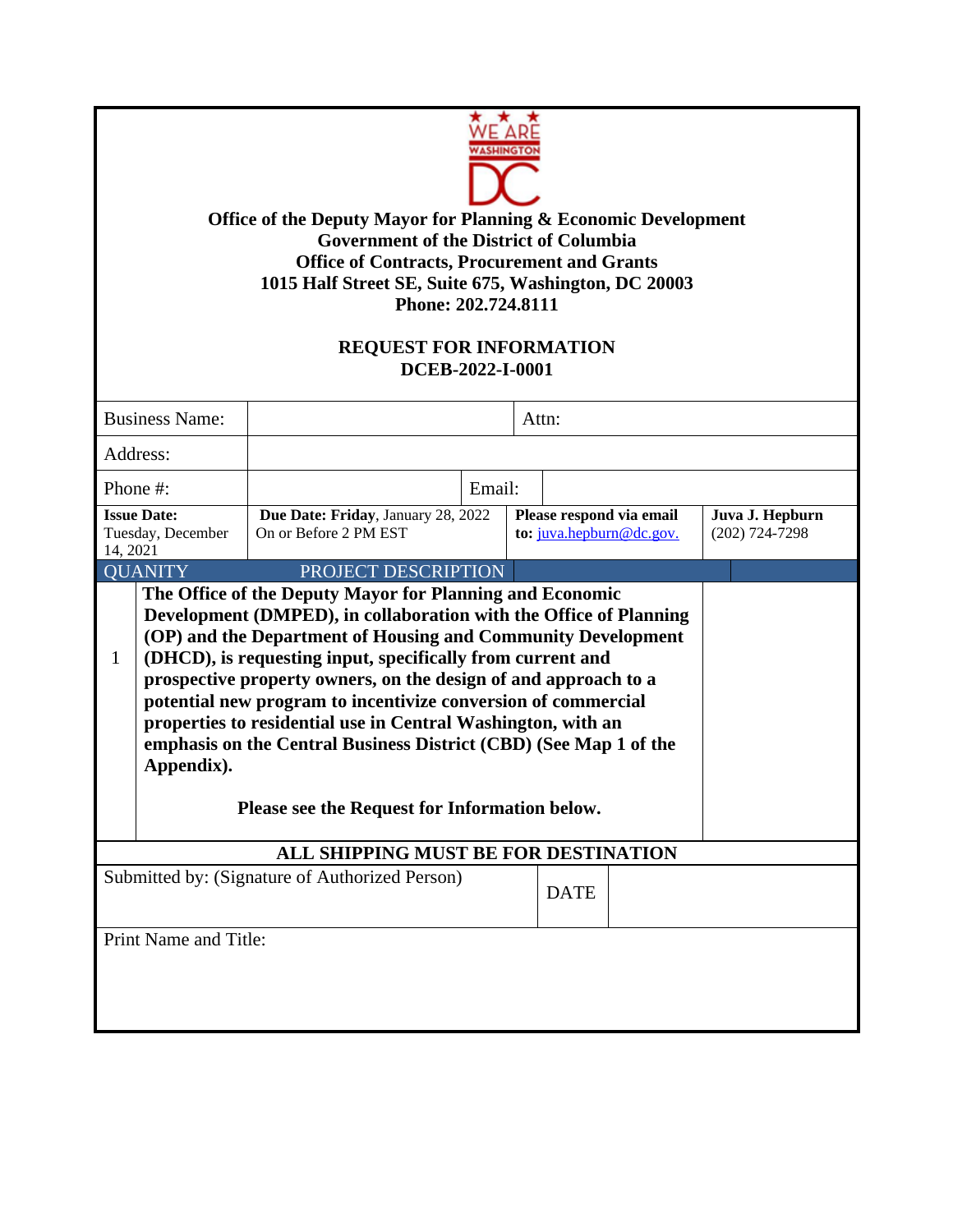**Office of the Deputy Mayor for Planning & Economic Development**
**Government of the District of Columbia**
**Office of Contracts, Procurement and Grants**
**1015 Half Street SE, Suite 675, Washington, DC 20003**
**Phone: 202.724.8111**

## REQUEST FOR INFORMATION
## DCEB-2022-I-0001

| Business Name: | | Attn: | |
|---|---|---|---|
| Address: | | | |
| Phone #: | | Email: | |
| **Issue Date:** Tuesday, December 14, 2021 | **Due Date: Friday**, January 28, 2022 On or Before 2 PM EST | **Please respond via email to:** juva.hepburn@dc.gov. | **Juva J. Hepburn** (202) 724-7298 |

| QUANITY | PROJECT DESCRIPTION |
|---|---|
| 1 | **The Office of the Deputy Mayor for Planning and Economic Development (DMPED), in collaboration with the Office of Planning (OP) and the Department of Housing and Community Development (DHCD), is requesting input, specifically from current and prospective property owners, on the design of and approach to a potential new program to incentivize conversion of commercial properties to residential use in Central Washington, with an emphasis on the Central Business District (CBD) (See Map 1 of the Appendix).** <br><br> **Please see the Request for Information below.** |

**ALL SHIPPING MUST BE FOR DESTINATION**

| Submitted by: (Signature of Authorized Person) | DATE | |
|---|---|---|
| Print Name and Title: | | |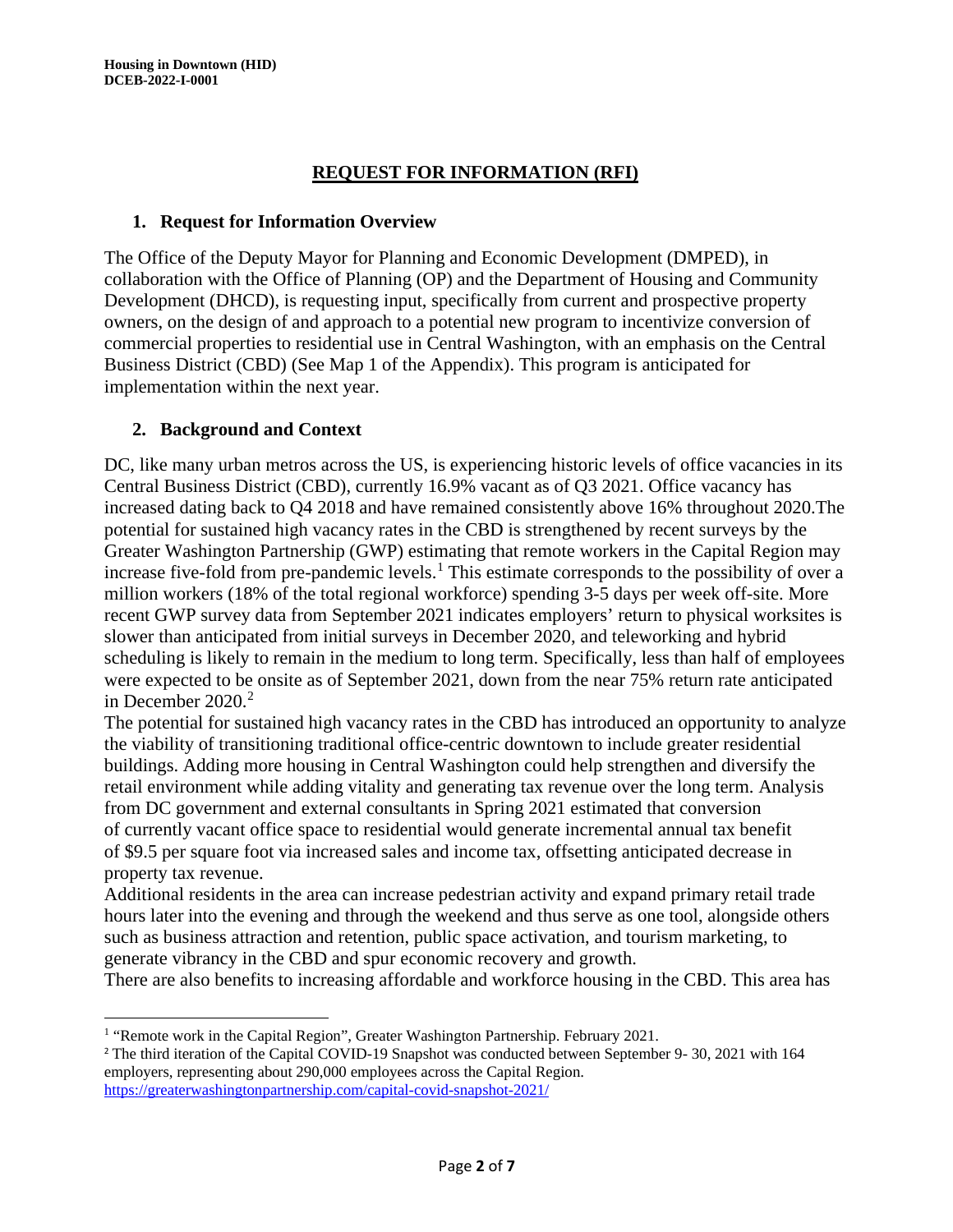## REQUEST FOR INFORMATION (RFI)

### 1. Request for Information Overview

The Office of the Deputy Mayor for Planning and Economic Development (DMPED), in collaboration with the Office of Planning (OP) and the Department of Housing and Community Development (DHCD), is requesting input, specifically from current and prospective property owners, on the design of and approach to a potential new program to incentivize conversion of commercial properties to residential use in Central Washington, with an emphasis on the Central Business District (CBD) (See Map 1 of the Appendix). This program is anticipated for implementation within the next year.

### 2. Background and Context

DC, like many urban metros across the US, is experiencing historic levels of office vacancies in its Central Business District (CBD), currently 16.9% vacant as of Q3 2021. Office vacancy has increased dating back to Q4 2018 and have remained consistently above 16% throughout 2020.The potential for sustained high vacancy rates in the CBD is strengthened by recent surveys by the Greater Washington Partnership (GWP) estimating that remote workers in the Capital Region may increase five-fold from pre-pandemic levels.[1] This estimate corresponds to the possibility of over a million workers (18% of the total regional workforce) spending 3-5 days per week off-site. More recent GWP survey data from September 2021 indicates employers' return to physical worksites is slower than anticipated from initial surveys in December 2020, and teleworking and hybrid scheduling is likely to remain in the medium to long term. Specifically, less than half of employees were expected to be onsite as of September 2021, down from the near 75% return rate anticipated in December 2020.[2]

The potential for sustained high vacancy rates in the CBD has introduced an opportunity to analyze the viability of transitioning traditional office-centric downtown to include greater residential buildings. Adding more housing in Central Washington could help strengthen and diversify the retail environment while adding vitality and generating tax revenue over the long term. Analysis from DC government and external consultants in Spring 2021 estimated that conversion of currently vacant office space to residential would generate incremental annual tax benefit of $9.5 per square foot via increased sales and income tax, offsetting anticipated decrease in property tax revenue.

Additional residents in the area can increase pedestrian activity and expand primary retail trade hours later into the evening and through the weekend and thus serve as one tool, alongside others such as business attraction and retention, public space activation, and tourism marketing, to generate vibrancy in the CBD and spur economic recovery and growth.

There are also benefits to increasing affordable and workforce housing in the CBD. This area has

---

[1] "Remote work in the Capital Region", Greater Washington Partnership. February 2021.

[2] The third iteration of the Capital COVID-19 Snapshot was conducted between September 9- 30, 2021 with 164 employers, representing about 290,000 employees across the Capital Region. https://greaterwashingtonpartnership.com/capital-covid-snapshot-2021/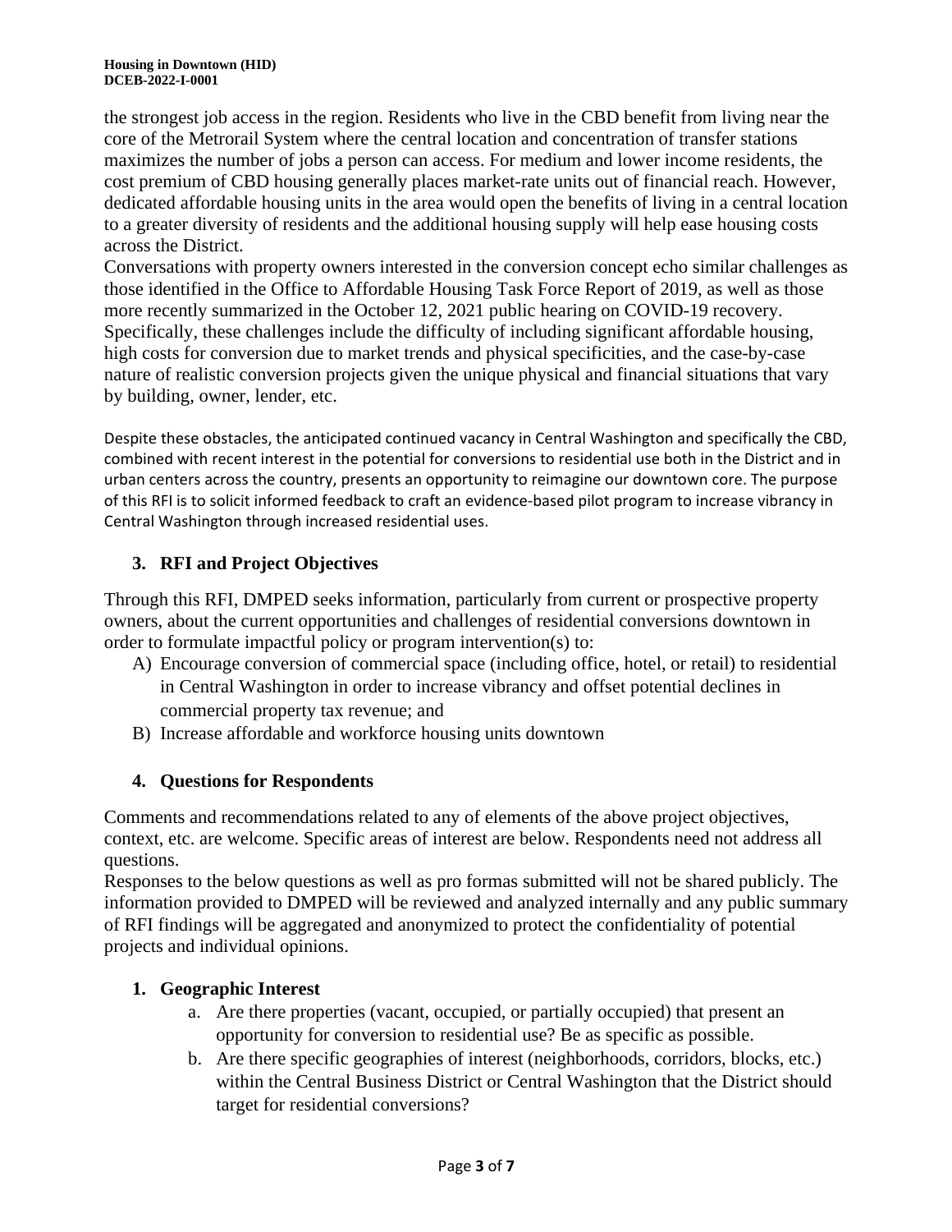the strongest job access in the region. Residents who live in the CBD benefit from living near the core of the Metrorail System where the central location and concentration of transfer stations maximizes the number of jobs a person can access. For medium and lower income residents, the cost premium of CBD housing generally places market-rate units out of financial reach. However, dedicated affordable housing units in the area would open the benefits of living in a central location to a greater diversity of residents and the additional housing supply will help ease housing costs across the District.

Conversations with property owners interested in the conversion concept echo similar challenges as those identified in the Office to Affordable Housing Task Force Report of 2019, as well as those more recently summarized in the October 12, 2021 public hearing on COVID-19 recovery. Specifically, these challenges include the difficulty of including significant affordable housing, high costs for conversion due to market trends and physical specificities, and the case-by-case nature of realistic conversion projects given the unique physical and financial situations that vary by building, owner, lender, etc.

Despite these obstacles, the anticipated continued vacancy in Central Washington and specifically the CBD, combined with recent interest in the potential for conversions to residential use both in the District and in urban centers across the country, presents an opportunity to reimagine our downtown core. The purpose of this RFI is to solicit informed feedback to craft an evidence-based pilot program to increase vibrancy in Central Washington through increased residential uses.

## 3. RFI and Project Objectives

Through this RFI, DMPED seeks information, particularly from current or prospective property owners, about the current opportunities and challenges of residential conversions downtown in order to formulate impactful policy or program intervention(s) to:

A) Encourage conversion of commercial space (including office, hotel, or retail) to residential in Central Washington in order to increase vibrancy and offset potential declines in commercial property tax revenue; and

B) Increase affordable and workforce housing units downtown

## 4. Questions for Respondents

Comments and recommendations related to any of elements of the above project objectives, context, etc. are welcome. Specific areas of interest are below. Respondents need not address all questions.

Responses to the below questions as well as pro formas submitted will not be shared publicly. The information provided to DMPED will be reviewed and analyzed internally and any public summary of RFI findings will be aggregated and anonymized to protect the confidentiality of potential projects and individual opinions.

### 1. Geographic Interest

a. Are there properties (vacant, occupied, or partially occupied) that present an opportunity for conversion to residential use? Be as specific as possible.

b. Are there specific geographies of interest (neighborhoods, corridors, blocks, etc.) within the Central Business District or Central Washington that the District should target for residential conversions?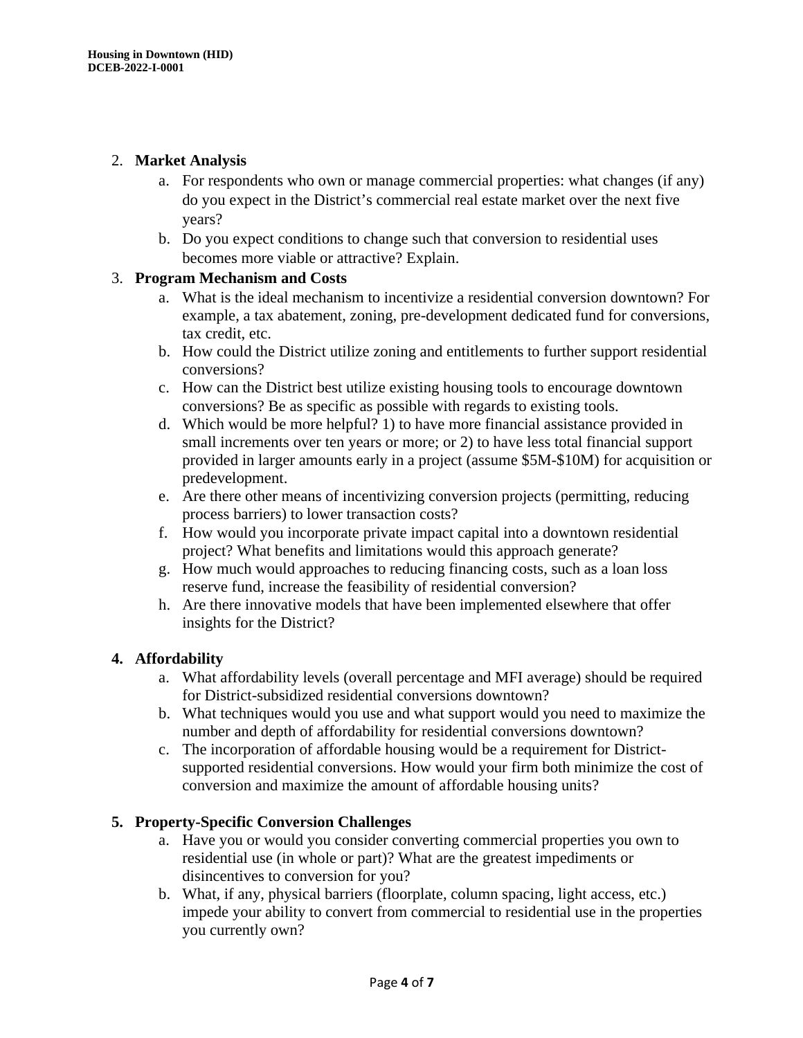2. **Market Analysis**
    a. For respondents who own or manage commercial properties: what changes (if any) do you expect in the District's commercial real estate market over the next five years?
    b. Do you expect conditions to change such that conversion to residential uses becomes more viable or attractive? Explain.
3. **Program Mechanism and Costs**
    a. What is the ideal mechanism to incentivize a residential conversion downtown? For example, a tax abatement, zoning, pre-development dedicated fund for conversions, tax credit, etc.
    b. How could the District utilize zoning and entitlements to further support residential conversions?
    c. How can the District best utilize existing housing tools to encourage downtown conversions? Be as specific as possible with regards to existing tools.
    d. Which would be more helpful? 1) to have more financial assistance provided in small increments over ten years or more; or 2) to have less total financial support provided in larger amounts early in a project (assume $5M-$10M) for acquisition or predevelopment.
    e. Are there other means of incentivizing conversion projects (permitting, reducing process barriers) to lower transaction costs?
    f. How would you incorporate private impact capital into a downtown residential project? What benefits and limitations would this approach generate?
    g. How much would approaches to reducing financing costs, such as a loan loss reserve fund, increase the feasibility of residential conversion?
    h. Are there innovative models that have been implemented elsewhere that offer insights for the District?

4. **Affordability**
    a. What affordability levels (overall percentage and MFI average) should be required for District-subsidized residential conversions downtown?
    b. What techniques would you use and what support would you need to maximize the number and depth of affordability for residential conversions downtown?
    c. The incorporation of affordable housing would be a requirement for District-supported residential conversions. How would your firm both minimize the cost of conversion and maximize the amount of affordable housing units?

5. **Property-Specific Conversion Challenges**
    a. Have you or would you consider converting commercial properties you own to residential use (in whole or part)? What are the greatest impediments or disincentives to conversion for you?
    b. What, if any, physical barriers (floorplate, column spacing, light access, etc.) impede your ability to convert from commercial to residential use in the properties you currently own?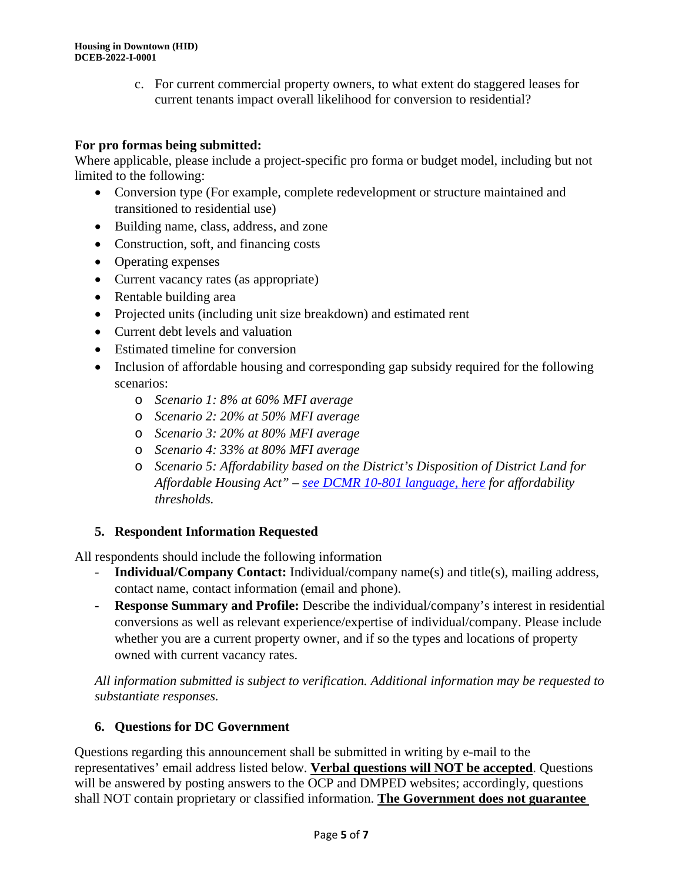c. For current commercial property owners, to what extent do staggered leases for current tenants impact overall likelihood for conversion to residential?

**For pro formas being submitted:**

Where applicable, please include a project-specific pro forma or budget model, including but not limited to the following:

- Conversion type (For example, complete redevelopment or structure maintained and transitioned to residential use)
- Building name, class, address, and zone
- Construction, soft, and financing costs
- Operating expenses
- Current vacancy rates (as appropriate)
- Rentable building area
- Projected units (including unit size breakdown) and estimated rent
- Current debt levels and valuation
- Estimated timeline for conversion
- Inclusion of affordable housing and corresponding gap subsidy required for the following scenarios:
  - *Scenario 1: 8% at 60% MFI average*
  - *Scenario 2: 20% at 50% MFI average*
  - *Scenario 3: 20% at 80% MFI average*
  - *Scenario 4: 33% at 80% MFI average*
  - *Scenario 5: Affordability based on the District's Disposition of District Land for Affordable Housing Act" – see DCMR 10-801 language, here for affordability thresholds.*

## 5. Respondent Information Requested

All respondents should include the following information

- **Individual/Company Contact:** Individual/company name(s) and title(s), mailing address, contact name, contact information (email and phone).
- **Response Summary and Profile:** Describe the individual/company's interest in residential conversions as well as relevant experience/expertise of individual/company. Please include whether you are a current property owner, and if so the types and locations of property owned with current vacancy rates.

*All information submitted is subject to verification. Additional information may be requested to substantiate responses.*

## 6. Questions for DC Government

Questions regarding this announcement shall be submitted in writing by e-mail to the representatives' email address listed below. **Verbal questions will NOT be accepted**. Questions will be answered by posting answers to the OCP and DMPED websites; accordingly, questions shall NOT contain proprietary or classified information. **The Government does not guarantee**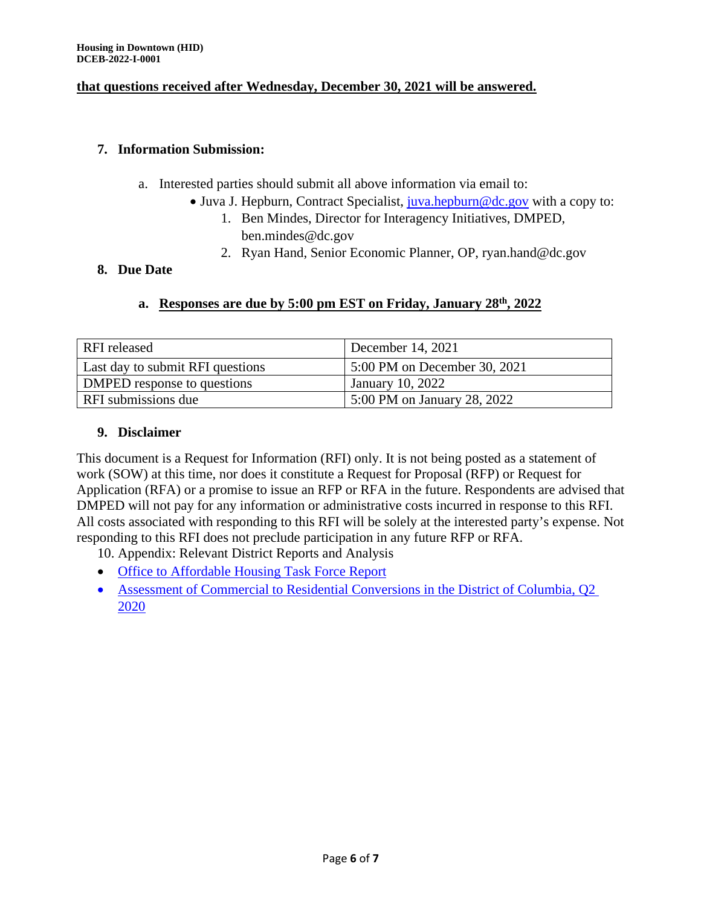**that questions received after Wednesday, December 30, 2021 will be answered.**

### 7. Information Submission:

a. Interested parties should submit all above information via email to:
   - Juva J. Hepburn, Contract Specialist, juva.hepburn@dc.gov with a copy to:
     1. Ben Mindes, Director for Interagency Initiatives, DMPED, ben.mindes@dc.gov
     2. Ryan Hand, Senior Economic Planner, OP, ryan.hand@dc.gov

### 8. Due Date

**a. Responses are due by 5:00 pm EST on Friday, January 28th, 2022**

| RFI released | December 14, 2021 |
|---|---|
| Last day to submit RFI questions | 5:00 PM on December 30, 2021 |
| DMPED response to questions | January 10, 2022 |
| RFI submissions due | 5:00 PM on January 28, 2022 |

### 9. Disclaimer

This document is a Request for Information (RFI) only. It is not being posted as a statement of work (SOW) at this time, nor does it constitute a Request for Proposal (RFP) or Request for Application (RFA) or a promise to issue an RFP or RFA in the future. Respondents are advised that DMPED will not pay for any information or administrative costs incurred in response to this RFI. All costs associated with responding to this RFI will be solely at the interested party's expense. Not responding to this RFI does not preclude participation in any future RFP or RFA.

10. Appendix: Relevant District Reports and Analysis

- Office to Affordable Housing Task Force Report
- Assessment of Commercial to Residential Conversions in the District of Columbia, Q2 2020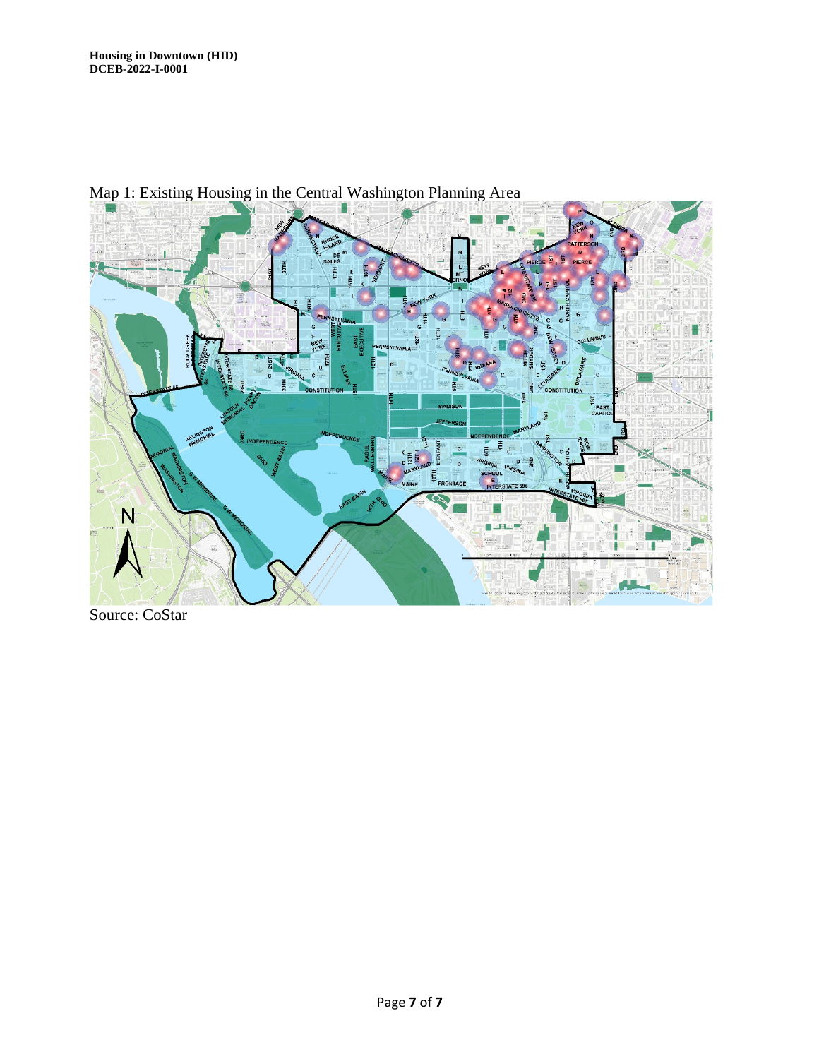Map 1: Existing Housing in the Central Washington Planning Area

Source: CoStar